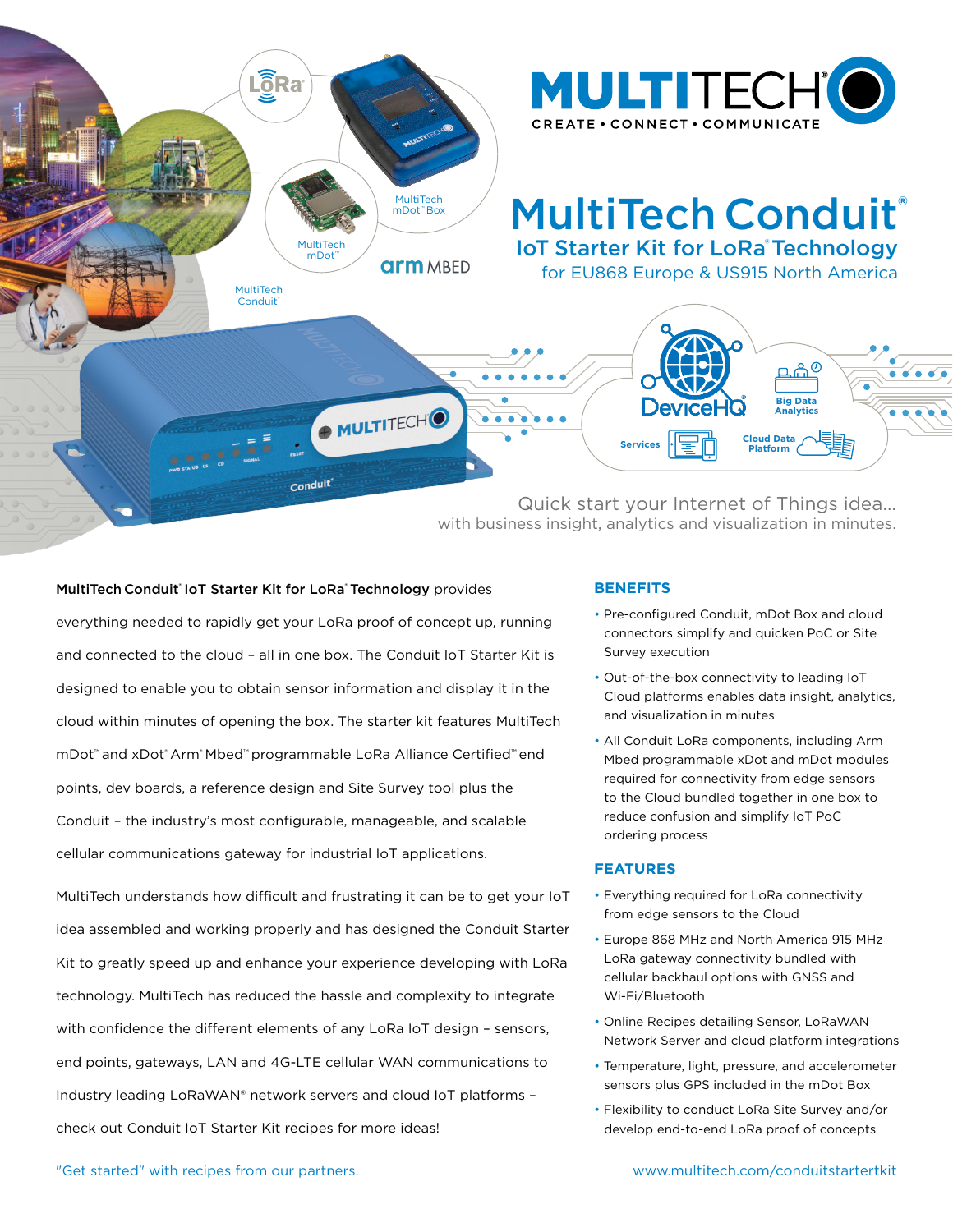MULTITECH

CREATE • CONNECT • COMMUNICATE

# MultiTech Conduit®

## IoT Starter Kit for LoRa® Technology

### for EU868 Europe & US915 North America

MultiTech mDot™ Box

MultiTech mDot™

MultiTech Conduit®

arm MBED

DeviceHQ

Big Data Analytics

Services

Cloud Data Platform

Quick start your Internet of Things idea...
with business insight, analytics and visualization in minutes.

**MultiTech Conduit® IoT Starter Kit for LoRa® Technology** provides everything needed to rapidly get your LoRa proof of concept up, running and connected to the cloud – all in one box. The Conduit IoT Starter Kit is designed to enable you to obtain sensor information and display it in the cloud within minutes of opening the box. The starter kit features MultiTech mDot™ and xDot® Arm® Mbed™ programmable LoRa Alliance Certified™ end points, dev boards, a reference design and Site Survey tool plus the Conduit – the industry's most configurable, manageable, and scalable cellular communications gateway for industrial IoT applications.

MultiTech understands how difficult and frustrating it can be to get your IoT idea assembled and working properly and has designed the Conduit Starter Kit to greatly speed up and enhance your experience developing with LoRa technology. MultiTech has reduced the hassle and complexity to integrate with confidence the different elements of any LoRa IoT design – sensors, end points, gateways, LAN and 4G-LTE cellular WAN communications to Industry leading LoRaWAN® network servers and cloud IoT platforms – check out Conduit IoT Starter Kit recipes for more ideas!

## BENEFITS

- Pre-configured Conduit, mDot Box and cloud connectors simplify and quicken PoC or Site Survey execution
- Out-of-the-box connectivity to leading IoT Cloud platforms enables data insight, analytics, and visualization in minutes
- All Conduit LoRa components, including Arm Mbed programmable xDot and mDot modules required for connectivity from edge sensors to the Cloud bundled together in one box to reduce confusion and simplify IoT PoC ordering process

## FEATURES

- Everything required for LoRa connectivity from edge sensors to the Cloud
- Europe 868 MHz and North America 915 MHz LoRa gateway connectivity bundled with cellular backhaul options with GNSS and Wi-Fi/Bluetooth
- Online Recipes detailing Sensor, LoRaWAN Network Server and cloud platform integrations
- Temperature, light, pressure, and accelerometer sensors plus GPS included in the mDot Box
- Flexibility to conduct LoRa Site Survey and/or develop end-to-end LoRa proof of concepts

"Get started" with recipes from our partners.

www.multitech.com/conduitstartertkit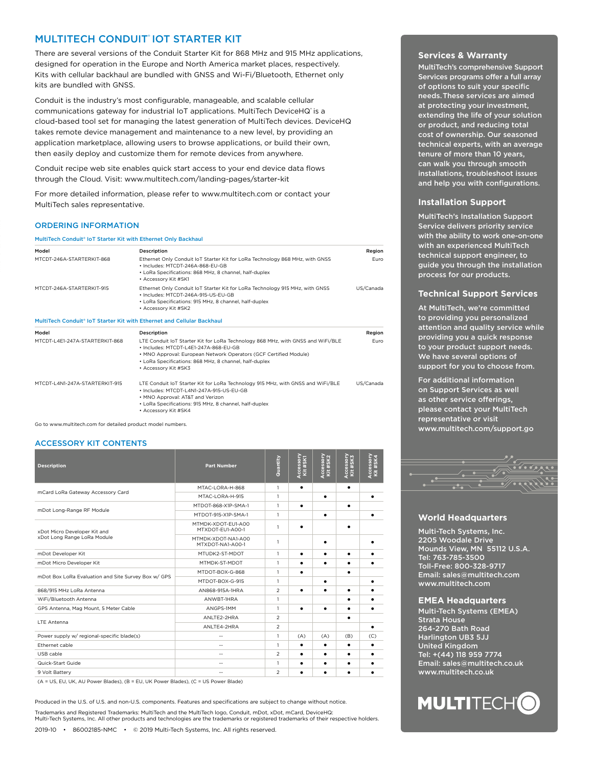## MULTITECH CONDUIT® IOT STARTER KIT

There are several versions of the Conduit Starter Kit for 868 MHz and 915 MHz applications, designed for operation in the Europe and North America market places, respectively. Kits with cellular backhaul are bundled with GNSS and Wi-Fi/Bluetooth, Ethernet only kits are bundled with GNSS.

Conduit is the industry's most configurable, manageable, and scalable cellular communications gateway for industrial IoT applications. MultiTech DeviceHQ® is a cloud-based tool set for managing the latest generation of MultiTech devices. DeviceHQ takes remote device management and maintenance to a new level, by providing an application marketplace, allowing users to browse applications, or build their own, then easily deploy and customize them for remote devices from anywhere.

Conduit recipe web site enables quick start access to your end device data flows through the Cloud. Visit: www.multitech.com/landing-pages/starter-kit

For more detailed information, please refer to www.multitech.com or contact your MultiTech sales representative.

### ORDERING INFORMATION

**MultiTech Conduit® IoT Starter Kit with Ethernet Only Backhaul**

| Model | Description | Region |
|---|---|---|
| MTCDT-246A-STARTERKIT-868 | Ethernet Only Conduit IoT Starter Kit for LoRa Technology 868 MHz, with GNSS<br>• Includes: MTCDT-246A-868-EU-GB<br>• LoRa Specifications: 868 MHz, 8 channel, half-duplex<br>• Accessory Kit #SK1 | Euro |
| MTCDT-246A-STARTERKIT-915 | Ethernet Only Conduit IoT Starter Kit for LoRa Technology 915 MHz, with GNSS<br>• Includes: MTCDT-246A-915-US-EU-GB<br>• LoRa Specifications: 915 MHz, 8 channel, half-duplex<br>• Accessory Kit #SK2 | US/Canada |

**MultiTech Conduit® IoT Starter Kit with Ethernet and Cellular Backhaul**

| Model | Description | Region |
|---|---|---|
| MTCDT-L4E1-247A-STARTERKIT-868 | LTE Conduit IoT Starter Kit for LoRa Technology 868 MHz, with GNSS and WiFi/BLE<br>• Includes: MTCDT-L4E1-247A-868-EU-GB<br>• MNO Approval: European Network Operators (GCF Certified Module)<br>• LoRa Specifications: 868 MHz, 8 channel, half-duplex<br>• Accessory Kit #SK3 | Euro |
| MTCDT-L4N1-247A-STARTERKIT-915 | LTE Conduit IoT Starter Kit for LoRa Technology 915 MHz, with GNSS and WiFi/BLE<br>• Includes: MTCDT-L4N1-247A-915-US-EU-GB<br>• MNO Approval: AT&T and Verizon<br>• LoRa Specifications: 915 MHz, 8 channel, half-duplex<br>• Accessory Kit #SK4 | US/Canada |

Go to www.multitech.com for detailed product model numbers.

### ACCESSORY KIT CONTENTS

| Description | Part Number | Quantity | Accessory Kit #SK1 | Accessory Kit #SK2 | Accessory Kit #SK3 | Accessory Kit #SK4 |
|---|---|---|---|---|---|---|
| mCard LoRa Gateway Accessory Card | MTAC-LORA-H-868 | 1 | • | | • | |
| | MTAC-LORA-H-915 | 1 | | • | | • |
| mDot Long-Range RF Module | MTDOT-868-X1P-SMA-1 | 1 | • | | • | |
| | MTDOT-915-X1P-SMA-1 | 1 | | • | | • |
| xDot Micro Developer Kit and xDot Long Range LoRa Module | MTMDK-XDOT-EU1-A00<br>MTXDOT-EU1-A00-1 | 1 | • | | • | |
| | MTMDK-XDOT-NA1-A00<br>MTXDOT-NA1-A00-1 | 1 | | • | | • |
| mDot Developer Kit | MTUDK2-ST-MDOT | 1 | • | • | • | • |
| mDot Micro Developer Kit | MTMDK-ST-MDOT | 1 | • | • | • | • |
| mDot Box LoRa Evaluation and Site Survey Box w/ GPS | MTDOT-BOX-G-868 | 1 | • | | • | |
| | MTDOT-BOX-G-915 | 1 | | • | | • |
| 868/915 MHz LoRa Antenna | AN868-915A-1HRA | 2 | • | • | • | • |
| WiFi/Bluetooth Antenna | ANWBT-1HRA | 1 | | | • | • |
| GPS Antenna, Mag Mount, 5 Meter Cable | ANGPS-1MM | 1 | • | • | • | • |
| LTE Antenna | ANLTE2-2HRA | 2 | | | • | |
| | ANLTE4-2HRA | 2 | | | | • |
| Power supply w/ regional-specific blade(s) | -- | 1 | (A) | (A) | (B) | (C) |
| Ethernet cable | -- | 1 | • | • | • | • |
| USB cable | -- | 2 | • | • | • | • |
| Quick-Start Guide | -- | 1 | • | • | • | • |
| 9 Volt Battery | -- | 2 | • | • | • | • |

(A = US, EU, UK, AU Power Blades), (B = EU, UK Power Blades), (C = US Power Blade)

Produced in the U.S. of U.S. and non-U.S. components. Features and specifications are subject to change without notice.

Trademarks and Registered Trademarks: MultiTech and the MultiTech logo, Conduit, mDot, xDot, mCard, DeviceHQ: Multi-Tech Systems, Inc. All other products and technologies are the trademarks or registered trademarks of their respective holders.

2019-10 • 86002185-NMC • © 2019 Multi-Tech Systems, Inc. All rights reserved.

### Services & Warranty

MultiTech's comprehensive Support Services programs offer a full array of options to suit your specific needs. These services are aimed at protecting your investment, extending the life of your solution or product, and reducing total cost of ownership. Our seasoned technical experts, with an average tenure of more than 10 years, can walk you through smooth installations, troubleshoot issues and help you with configurations.

### Installation Support

MultiTech's Installation Support Service delivers priority service with the ability to work one-on-one with an experienced MultiTech technical support engineer, to guide you through the installation process for our products.

### Technical Support Services

At MultiTech, we're committed to providing you personalized attention and quality service while providing you a quick response to your product support needs. We have several options of support for you to choose from.

For additional information on Support Services as well as other service offerings, please contact your MultiTech representative or visit www.multitech.com/support.go

### World Headquarters

Multi-Tech Systems, Inc.
2205 Woodale Drive
Mounds View, MN 55112 U.S.A.
Tel: 763-785-3500
Toll-Free: 800-328-9717
Email: sales@multitech.com
www.multitech.com

### EMEA Headquarters

Multi-Tech Systems (EMEA)
Strata House
264-270 Bath Road
Harlington UB3 5JJ
United Kingdom
Tel: +(44) 118 959 7774
Email: sales@multitech.co.uk
www.multitech.co.uk

MULTITECH